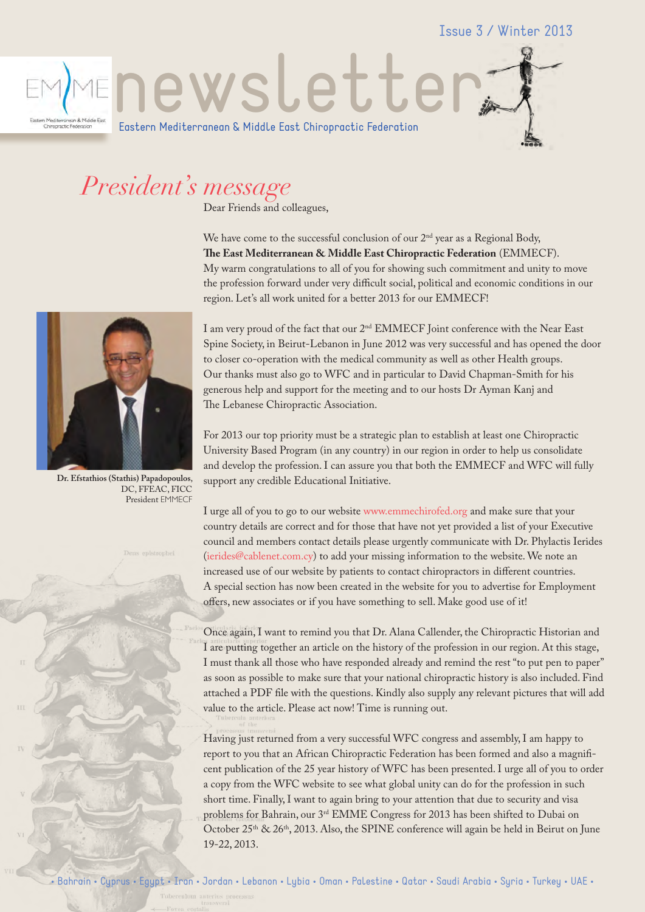Issue 3 / Winter 2013

# newsletter

Eastern Mediterranean & Middle East Chiropractic Federation

## *President's message*

Dear Friends and colleagues,

We have come to the successful conclusion of our 2nd year as a Regional Body, **The East Mediterranean & Middle East Chiropractic Federation** (EMMECF). My warm congratulations to all of you for showing such commitment and unity to move the profession forward under very difficult social, political and economic conditions in our region. Let's all work united for a better 2013 for our EMMECF!

I am very proud of the fact that our 2nd EMMECF Joint conference with the Near East Spine Society, in Beirut-Lebanon in June 2012 was very successful and has opened the door to closer co-operation with the medical community as well as other Health groups. Our thanks must also go to WFC and in particular to David Chapman-Smith for his generous help and support for the meeting and to our hosts Dr Ayman Kanj and The Lebanese Chiropractic Association.

**Dr. Efstathios (Stathis) Papadopoulos,** DC, FFEAC, FICC
President EMMECF

For 2013 our top priority must be a strategic plan to establish at least one Chiropractic University Based Program (in any country) in our region in order to help us consolidate and develop the profession. I can assure you that both the EMMECF and WFC will fully support any credible Educational Initiative.

I urge all of you to go to our website www.emmechirofed.org and make sure that your country details are correct and for those that have not yet provided a list of your Executive council and members contact details please urgently communicate with Dr. Phylactis Ierides (ierides@cablenet.com.cy) to add your missing information to the website. We note an increased use of our website by patients to contact chiropractors in different countries. A special section has now been created in the website for you to advertise for Employment offers, new associates or if you have something to sell. Make good use of it!

Once again, I want to remind you that Dr. Alana Callender, the Chiropractic Historian and I are putting together an article on the history of the profession in our region. At this stage, I must thank all those who have responded already and remind the rest "to put pen to paper" as soon as possible to make sure that your national chiropractic history is also included. Find attached a PDF file with the questions. Kindly also supply any relevant pictures that will add value to the article. Please act now! Time is running out.

Having just returned from a very successful WFC congress and assembly, I am happy to report to you that an African Chiropractic Federation has been formed and also a magnificent publication of the 25 year history of WFC has been presented. I urge all of you to order a copy from the WFC website to see what global unity can do for the profession in such short time. Finally, I want to again bring to your attention that due to security and visa problems for Bahrain, our 3rd EMME Congress for 2013 has been shifted to Dubai on October 25th & 26th, 2013. Also, the SPINE conference will again be held in Beirut on June 19-22, 2013.

• Bahrain • Cyprus • Egypt • Iran • Jordan • Lebanon • Lybia • Oman • Palestine • Qatar • Saudi Arabia • Syria • Turkey • UAE •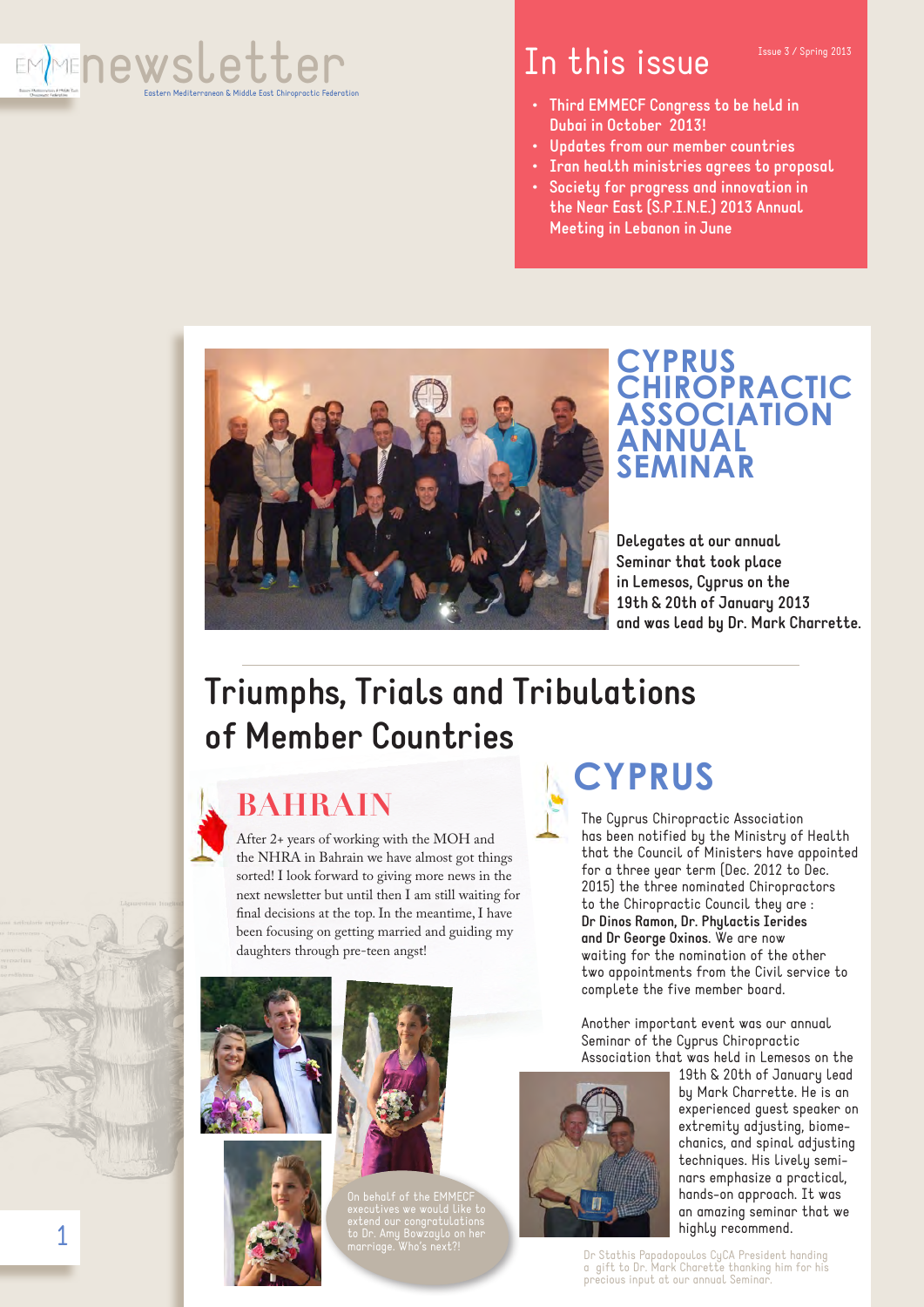# newsletter

Eastern Mediterranean & Middle East Chiropractic Federation

## In this issue

Issue 3 / Spring 2013

- Third EMMECF Congress to be held in Dubai in October 2013!
- Updates from our member countries
- Iran health ministries agrees to proposal
- Society for progress and innovation in the Near East (S.P.I.N.E.) 2013 Annual Meeting in Lebanon in June

## CYPRUS CHIROPRACTIC ASSOCIATION ANNUAL SEMINAR

Delegates at our annual Seminar that took place in Lemesos, Cyprus on the 19th & 20th of January 2013 and was lead by Dr. Mark Charrette.

# Triumphs, Trials and Tribulations of Member Countries

## BAHRAIN

After 2+ years of working with the MOH and the NHRA in Bahrain we have almost got things sorted! I look forward to giving more news in the next newsletter but until then I am still waiting for final decisions at the top. In the meantime, I have been focusing on getting married and guiding my daughters through pre-teen angst!

On behalf of the EMMECF executives we would like to extend our congratulations to Dr. Amy Bowzaylo on her marriage. Who's next?!

## CYPRUS

The Cyprus Chiropractic Association has been notified by the Ministry of Health that the Council of Ministers have appointed for a three year term (Dec. 2012 to Dec. 2015) the three nominated Chiropractors to the Chiropractic Council they are : **Dr Dinos Ramon, Dr. Phylactis Ierides and Dr George Oxinos**. We are now waiting for the nomination of the other two appointments from the Civil service to complete the five member board.

Another important event was our annual Seminar of the Cyprus Chiropractic Association that was held in Lemesos on the 19th & 20th of January lead by Mark Charrette. He is an experienced guest speaker on extremity adjusting, biomechanics, and spinal adjusting techniques. His lively seminars emphasize a practical, hands-on approach. It was an amazing seminar that we highly recommend.

Dr Stathis Papadopoulos CyCA President handing a gift to Dr. Mark Charette thanking him for his precious input at our annual Seminar.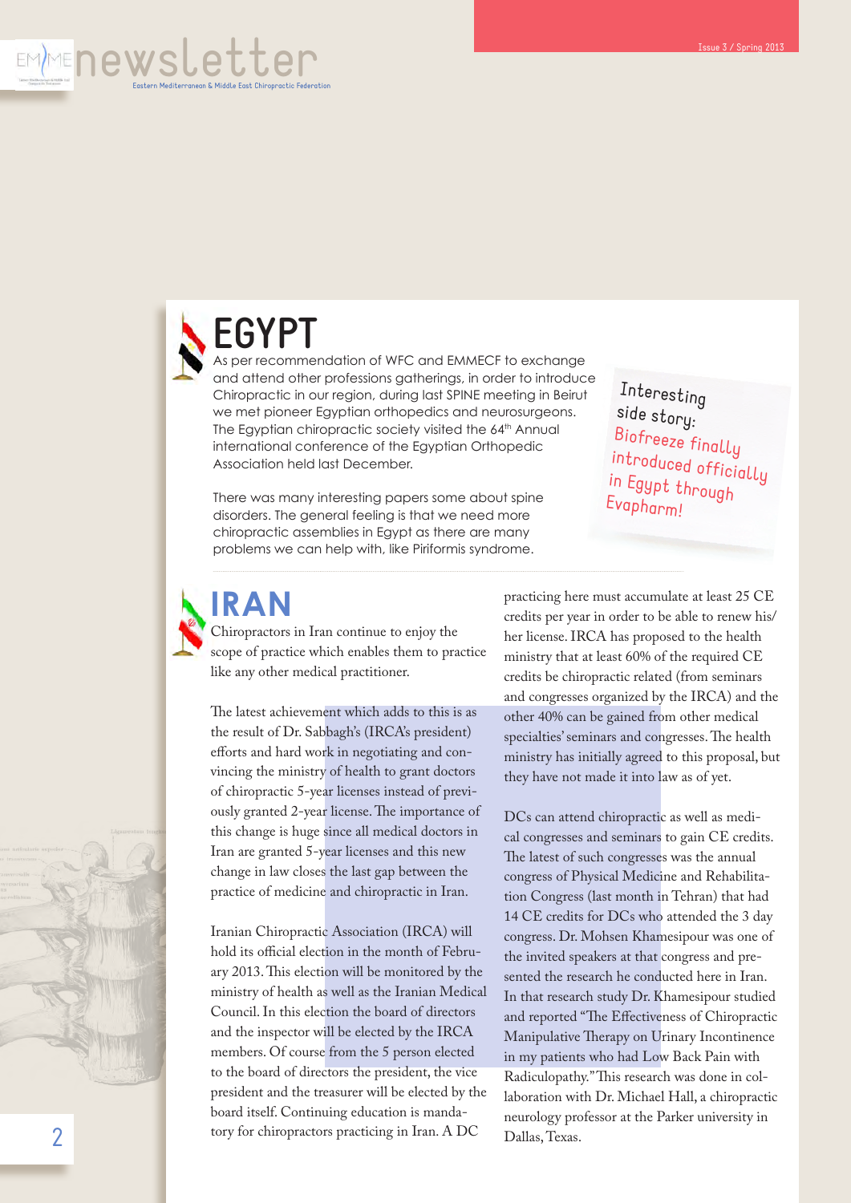# EGYPT

As per recommendation of WFC and EMMECF to exchange and attend other professions gatherings, in order to introduce Chiropractic in our region, during last SPINE meeting in Beirut we met pioneer Egyptian orthopedics and neurosurgeons. The Egyptian chiropractic society visited the 64th Annual international conference of the Egyptian Orthopedic Association held last December.

There was many interesting papers some about spine disorders. The general feeling is that we need more chiropractic assemblies in Egypt as there are many problems we can help with, like Piriformis syndrome.

> Interesting side story: Biofreeze finally introduced officially in Egypt through Evapharm!

# IRAN

Chiropractors in Iran continue to enjoy the scope of practice which enables them to practice like any other medical practitioner.

The latest achievement which adds to this is as the result of Dr. Sabbagh's (IRCA's president) efforts and hard work in negotiating and convincing the ministry of health to grant doctors of chiropractic 5-year licenses instead of previously granted 2-year license. The importance of this change is huge since all medical doctors in Iran are granted 5-year licenses and this new change in law closes the last gap between the practice of medicine and chiropractic in Iran.

Iranian Chiropractic Association (IRCA) will hold its official election in the month of February 2013. This election will be monitored by the ministry of health as well as the Iranian Medical Council. In this election the board of directors and the inspector will be elected by the IRCA members. Of course from the 5 person elected to the board of directors the president, the vice president and the treasurer will be elected by the board itself. Continuing education is mandatory for chiropractors practicing in Iran. A DC practicing here must accumulate at least 25 CE credits per year in order to be able to renew his/her license. IRCA has proposed to the health ministry that at least 60% of the required CE credits be chiropractic related (from seminars and congresses organized by the IRCA) and the other 40% can be gained from other medical specialties' seminars and congresses. The health ministry has initially agreed to this proposal, but they have not made it into law as of yet.

DCs can attend chiropractic as well as medical congresses and seminars to gain CE credits. The latest of such congresses was the annual congress of Physical Medicine and Rehabilitation Congress (last month in Tehran) that had 14 CE credits for DCs who attended the 3 day congress. Dr. Mohsen Khamesipour was one of the invited speakers at that congress and presented the research he conducted here in Iran. In that research study Dr. Khamesipour studied and reported "The Effectiveness of Chiropractic Manipulative Therapy on Urinary Incontinence in my patients who had Low Back Pain with Radiculopathy." This research was done in collaboration with Dr. Michael Hall, a chiropractic neurology professor at the Parker university in Dallas, Texas.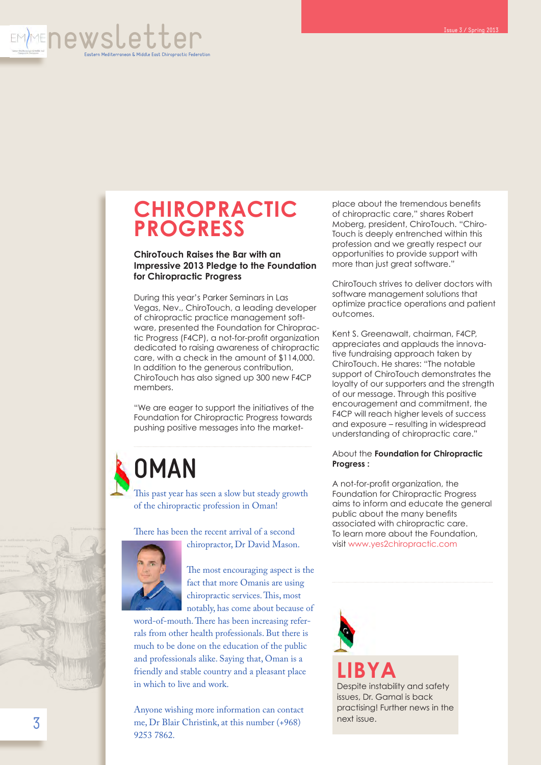# CHIROPRACTIC PROGRESS

**ChiroTouch Raises the Bar with an Impressive 2013 Pledge to the Foundation for Chiropractic Progress**

During this year's Parker Seminars in Las Vegas, Nev., ChiroTouch, a leading developer of chiropractic practice management software, presented the Foundation for Chiropractic Progress (F4CP), a not-for-profit organization dedicated to raising awareness of chiropractic care, with a check in the amount of $114,000. In addition to the generous contribution, ChiroTouch has also signed up 300 new F4CP members.

"We are eager to support the initiatives of the Foundation for Chiropractic Progress towards pushing positive messages into the marketplace about the tremendous benefits of chiropractic care," shares Robert Moberg, president, ChiroTouch. "ChiroTouch is deeply entrenched within this profession and we greatly respect our opportunities to provide support with more than just great software."

ChiroTouch strives to deliver doctors with software management solutions that optimize practice operations and patient outcomes.

Kent S. Greenawalt, chairman, F4CP, appreciates and applauds the innovative fundraising approach taken by ChiroTouch. He shares: "The notable support of ChiroTouch demonstrates the loyalty of our supporters and the strength of our message. Through this positive encouragement and commitment, the F4CP will reach higher levels of success and exposure – resulting in widespread understanding of chiropractic care."

About the **Foundation for Chiropractic Progress :**

A not-for-profit organization, the Foundation for Chiropractic Progress aims to inform and educate the general public about the many benefits associated with chiropractic care. To learn more about the Foundation, visit www.yes2chiropractic.com

# OMAN

This past year has seen a slow but steady growth of the chiropractic profession in Oman!

There has been the recent arrival of a second chiropractor, Dr David Mason.

The most encouraging aspect is the fact that more Omanis are using chiropractic services. This, most notably, has come about because of word-of-mouth. There has been increasing referrals from other health professionals. But there is much to be done on the education of the public and professionals alike. Saying that, Oman is a friendly and stable country and a pleasant place in which to live and work.

Anyone wishing more information can contact me, Dr Blair Christink, at this number (+968) 9253 7862.

# LIBYA

Despite instability and safety issues, Dr. Gamal is back practising! Further news in the next issue.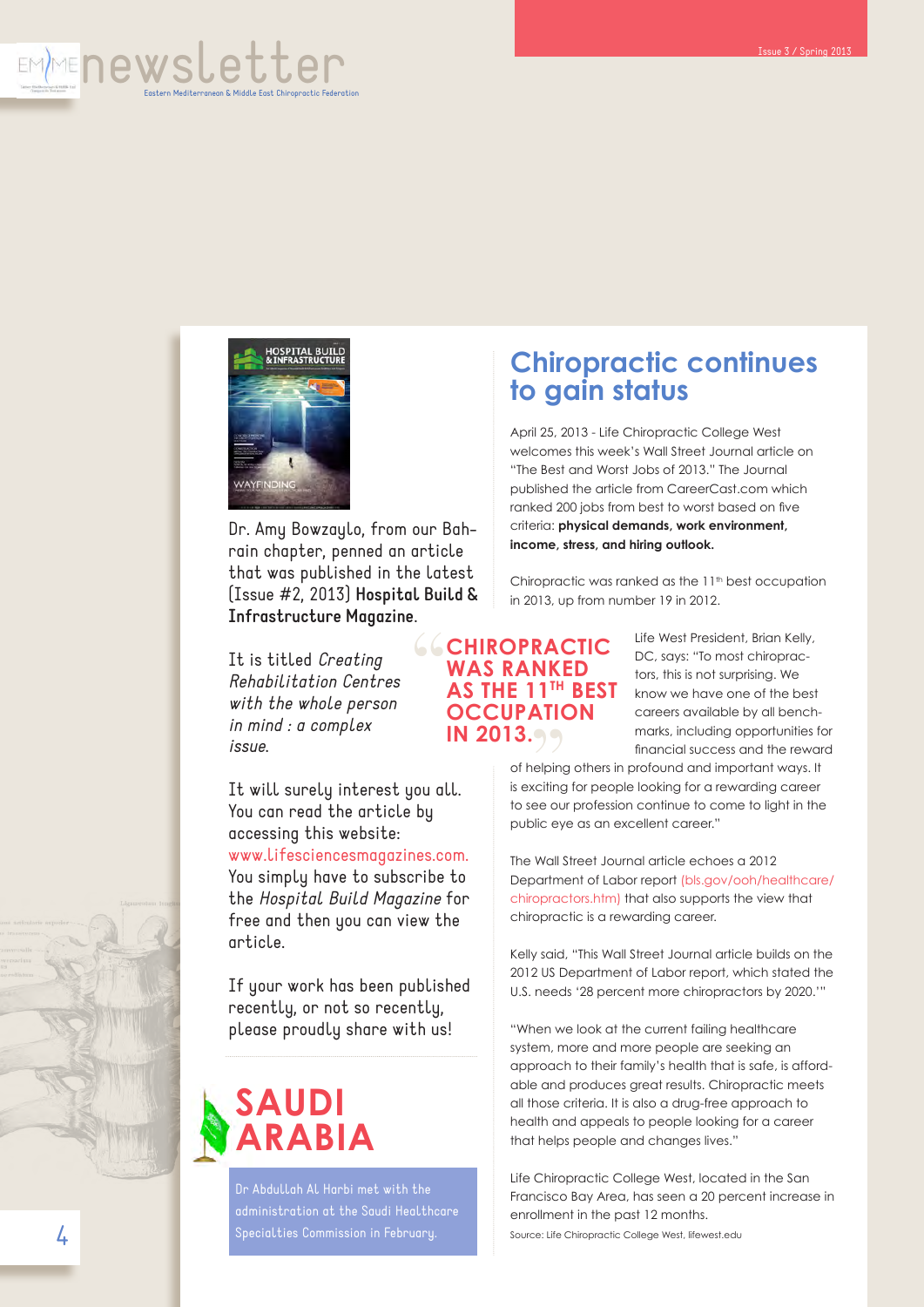Dr. Amy Bowzaylo, from our Bahrain chapter, penned an article that was published in the latest (Issue #2, 2013) **Hospital Build & Infrastructure Magazine**.

It is titled *Creating Rehabilitation Centres with the whole person in mind : a complex issue.*

It will surely interest you all. You can read the article by accessing this website: www.lifesciencesmagazines.com. You simply have to subscribe to the *Hospital Build Magazine* for free and then you can view the article.

If your work has been published recently, or not so recently, please proudly share with us!

# SAUDI ARABIA

Dr Abdullah Al Harbi met with the administration at the Saudi Healthcare Specialties Commission in February.

# Chiropractic continues to gain status

April 25, 2013 - Life Chiropractic College West welcomes this week's Wall Street Journal article on "The Best and Worst Jobs of 2013." The Journal published the article from CareerCast.com which ranked 200 jobs from best to worst based on five criteria: **physical demands, work environment, income, stress, and hiring outlook.**

Chiropractic was ranked as the 11th best occupation in 2013, up from number 19 in 2012.

> **"CHIROPRACTIC WAS RANKED AS THE 11TH BEST OCCUPATION IN 2013."**

Life West President, Brian Kelly, DC, says: "To most chiropractors, this is not surprising. We know we have one of the best careers available by all benchmarks, including opportunities for financial success and the reward of helping others in profound and important ways. It is exciting for people looking for a rewarding career to see our profession continue to come to light in the public eye as an excellent career."

The Wall Street Journal article echoes a 2012 Department of Labor report (bls.gov/ooh/healthcare/chiropractors.htm) that also supports the view that chiropractic is a rewarding career.

Kelly said, "This Wall Street Journal article builds on the 2012 US Department of Labor report, which stated the U.S. needs '28 percent more chiropractors by 2020.'"

"When we look at the current failing healthcare system, more and more people are seeking an approach to their family's health that is safe, is affordable and produces great results. Chiropractic meets all those criteria. It is also a drug-free approach to health and appeals to people looking for a career that helps people and changes lives."

Life Chiropractic College West, located in the San Francisco Bay Area, has seen a 20 percent increase in enrollment in the past 12 months.

Source: Life Chiropractic College West, lifewest.edu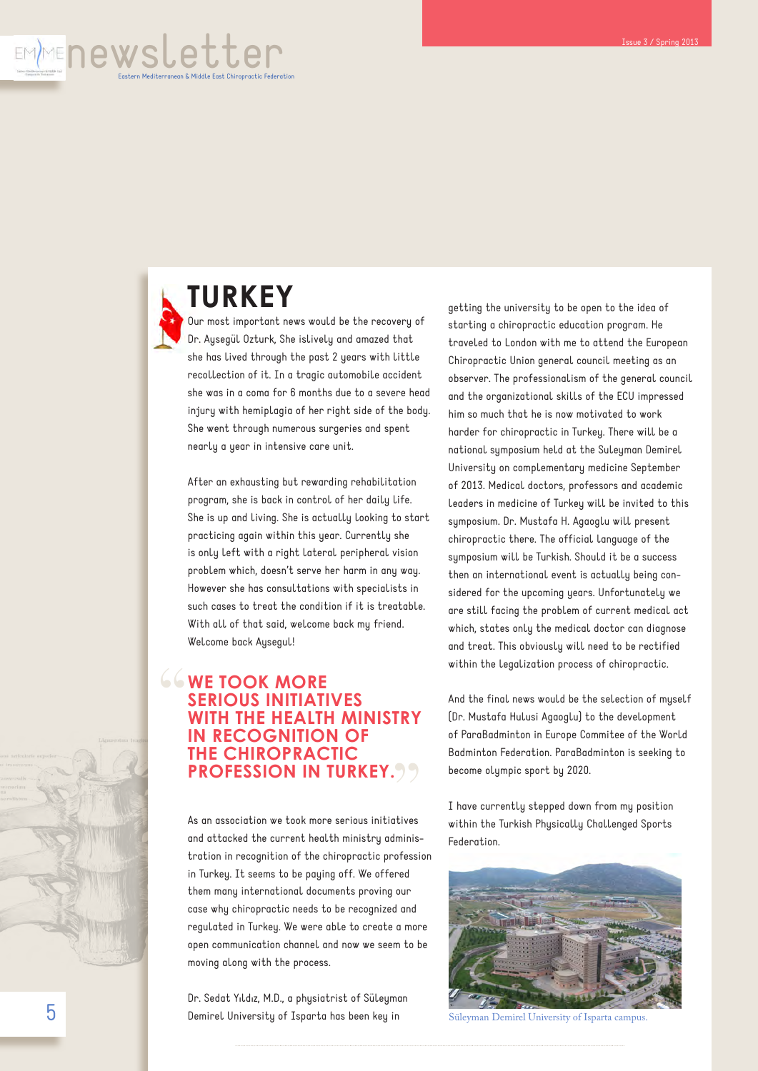# TURKEY

Our most important news would be the recovery of Dr. Aysegül Ozturk, She islively and amazed that she has lived through the past 2 years with little recollection of it. In a tragic automobile accident she was in a coma for 6 months due to a severe head injury with hemiplagia of her right side of the body. She went through numerous surgeries and spent nearly a year in intensive care unit.

After an exhausting but rewarding rehabilitation program, she is back in control of her daily life. She is up and living. She is actually looking to start practicing again within this year. Currently she is only left with a right lateral peripheral vision problem which, doesn't serve her harm in any way. However she has consultations with specialists in such cases to treat the condition if it is treatable. With all of that said, welcome back my friend. Welcome back Aysegul!

> **"WE TOOK MORE SERIOUS INITIATIVES WITH THE HEALTH MINISTRY IN RECOGNITION OF THE CHIROPRACTIC PROFESSION IN TURKEY."**

As an association we took more serious initiatives and attacked the current health ministry administration in recognition of the chiropractic profession in Turkey. It seems to be paying off. We offered them many international documents proving our case why chiropractic needs to be recognized and regulated in Turkey. We were able to create a more open communication channel and now we seem to be moving along with the process.

Dr. Sedat Yıldız, M.D., a physiatrist of Süleyman Demirel University of Isparta has been key in getting the university to be open to the idea of starting a chiropractic education program. He traveled to London with me to attend the European Chiropractic Union general council meeting as an observer. The professionalism of the general council and the organizational skills of the ECU impressed him so much that he is now motivated to work harder for chiropractic in Turkey. There will be a national symposium held at the Suleyman Demirel University on complementary medicine September of 2013. Medical doctors, professors and academic leaders in medicine of Turkey will be invited to this symposium. Dr. Mustafa H. Agaoglu will present chiropractic there. The official language of the symposium will be Turkish. Should it be a success then an international event is actually being considered for the upcoming years. Unfortunately we are still facing the problem of current medical act which, states only the medical doctor can diagnose and treat. This obviously will need to be rectified within the legalization process of chiropractic.

And the final news would be the selection of myself (Dr. Mustafa Hulusi Agaoglu) to the development of ParaBadminton in Europe Commitee of the World Badminton Federation. ParaBadminton is seeking to become olympic sport by 2020.

I have currently stepped down from my position within the Turkish Physically Challenged Sports Federation.

Süleyman Demirel University of Isparta campus.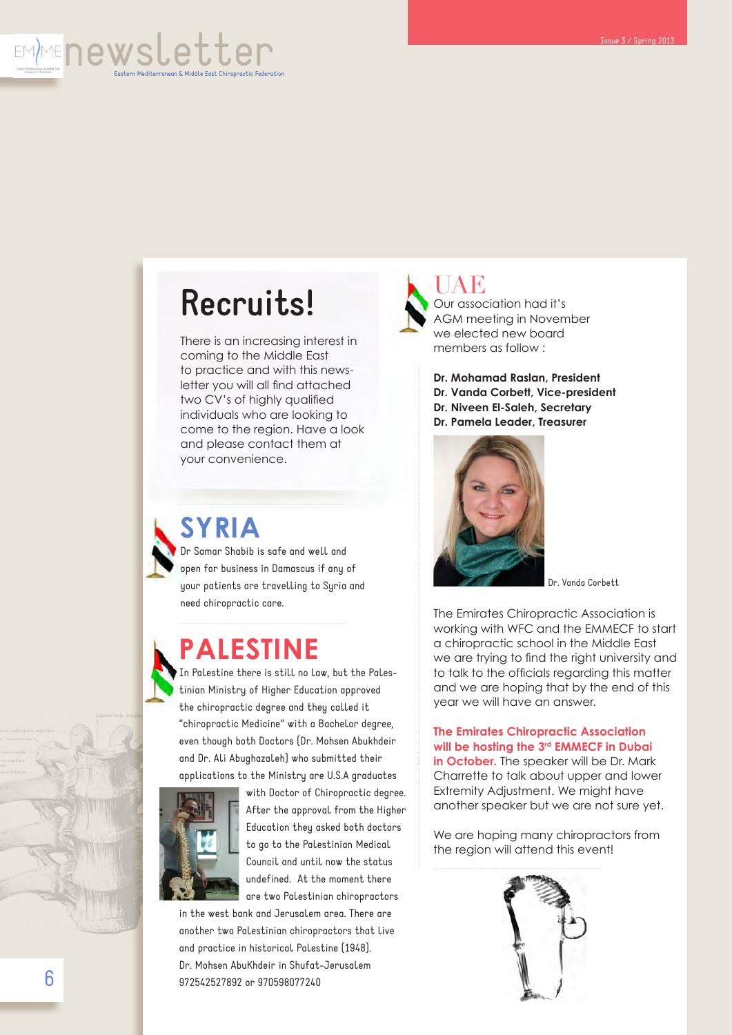# Recruits!

There is an increasing interest in coming to the Middle East to practice and with this newsletter you will all find attached two CV's of highly qualified individuals who are looking to come to the region. Have a look and please contact them at your convenience.

## SYRIA

Dr Samar Shabib is safe and well and open for business in Damascus if any of your patients are travelling to Syria and need chiropractic care.

## PALESTINE

In Palestine there is still no law, but the Palestinian Ministry of Higher Education approved the chiropractic degree and they called it "chiropractic Medicine" with a Bachelor degree, even though both Doctors (Dr. Mohsen Abukhdeir and Dr. Ali Abughazaleh) who submitted their applications to the Ministry are U.S.A graduates with Doctor of Chiropractic degree. After the approval from the Higher Education they asked both doctors to go to the Palestinian Medical Council and until now the status undefined. At the moment there are two Palestinian chiropractors in the west bank and Jerusalem area. There are another two Palestinian chiropractors that live and practice in historical Palestine (1948).

Dr. Mohsen AbuKhdeir in Shufat-Jerusalem 972542527892 or 970598077240

## UAE

Our association had it's AGM meeting in November we elected new board members as follow :

**Dr. Mohamad Raslan, President**
**Dr. Vanda Corbett, Vice-president**
**Dr. Niveen El-Saleh, Secretary**
**Dr. Pamela Leader, Treasurer**

Dr. Vanda Corbett

The Emirates Chiropractic Association is working with WFC and the EMMECF to start a chiropractic school in the Middle East we are trying to find the right university and to talk to the officials regarding this matter and we are hoping that by the end of this year we will have an answer.

**The Emirates Chiropractic Association will be hosting the 3rd EMMECF in Dubai in October.** The speaker will be Dr. Mark Charrette to talk about upper and lower Extremity Adjustment. We might have another speaker but we are not sure yet.

We are hoping many chiropractors from the region will attend this event!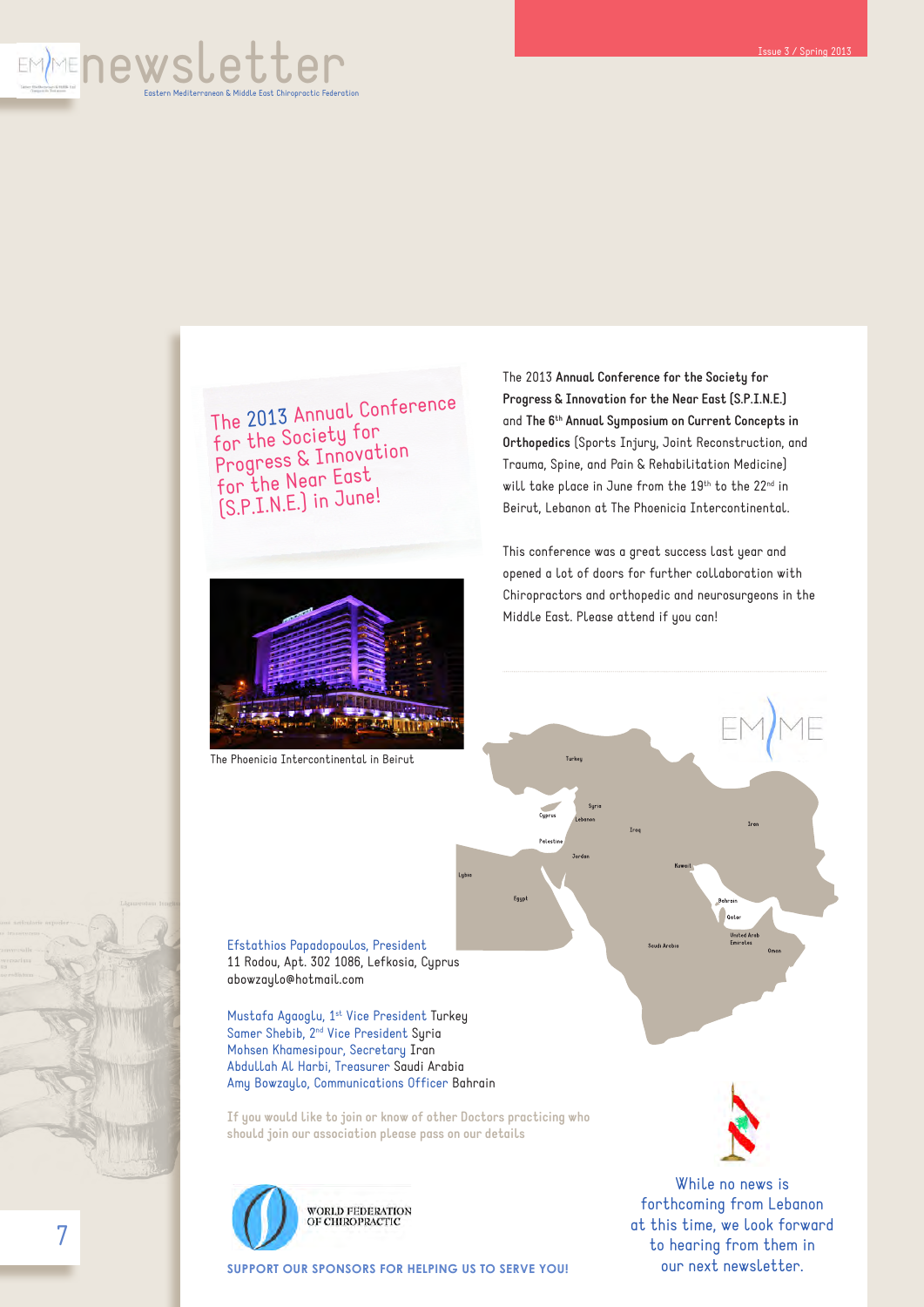## The 2013 Annual Conference for the Society for Progress & Innovation for the Near East (S.P.I.N.E.) in June!

The Phoenicia Intercontinental in Beirut

The 2013 **Annual Conference for the Society for Progress & Innovation for the Near East (S.P.I.N.E.)** and **The 6th Annual Symposium on Current Concepts in Orthopedics** (Sports Injury, Joint Reconstruction, and Trauma, Spine, and Pain & Rehabilitation Medicine) will take place in June from the 19th to the 22nd in Beirut, Lebanon at The Phoenicia Intercontinental.

This conference was a great success last year and opened a lot of doors for further collaboration with Chiropractors and orthopedic and neurosurgeons in the Middle East. Please attend if you can!

Turkey
Syria
Cyprus
Lebanon
Iraq
Iran
Palestine
Jordan
Kuwait
Libya
Egypt
Bahrain
Qatar
United Arab Emirates
Saudi Arabia
Oman

Efstathios Papadopoulos, President
11 Rodou, Apt. 302 1086, Lefkosia, Cyprus
abowzaylo@hotmail.com

Mustafa Agaoglu, 1st Vice President Turkey
Samer Shebib, 2nd Vice President Syria
Mohsen Khamesipour, Secretary Iran
Abdullah Al Harbi, Treasurer Saudi Arabia
Amy Bowzaylo, Communications Officer Bahrain

**If you would like to join or know of other Doctors practicing who should join our association please pass on our details**

WORLD FEDERATION OF CHIROPRACTIC

**SUPPORT OUR SPONSORS FOR HELPING US TO SERVE YOU!**

While no news is forthcoming from Lebanon at this time, we look forward to hearing from them in our next newsletter.